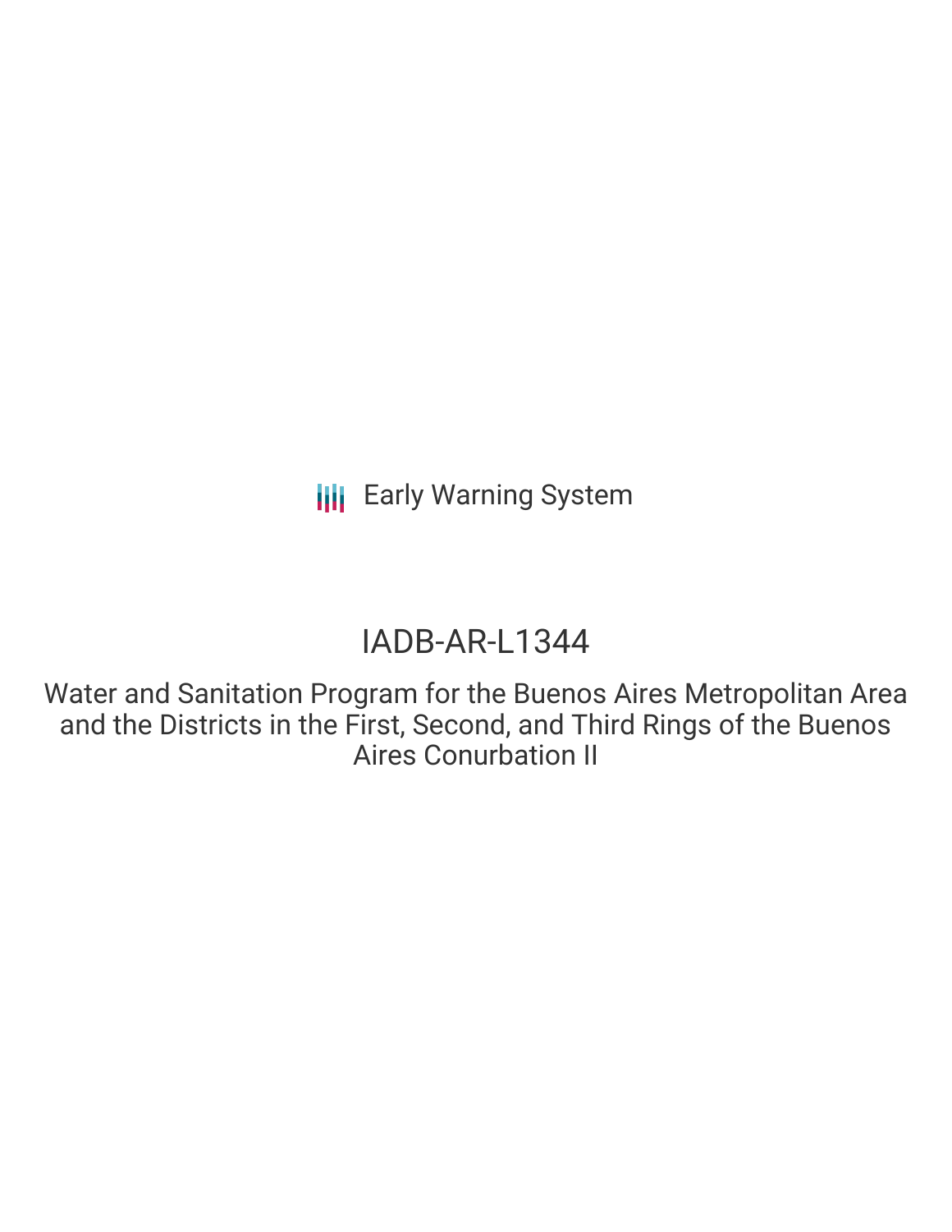Early Warning System

# IADB-AR-L1344

Water and Sanitation Program for the Buenos Aires Metropolitan Area and the Districts in the First, Second, and Third Rings of the Buenos Aires Conurbation II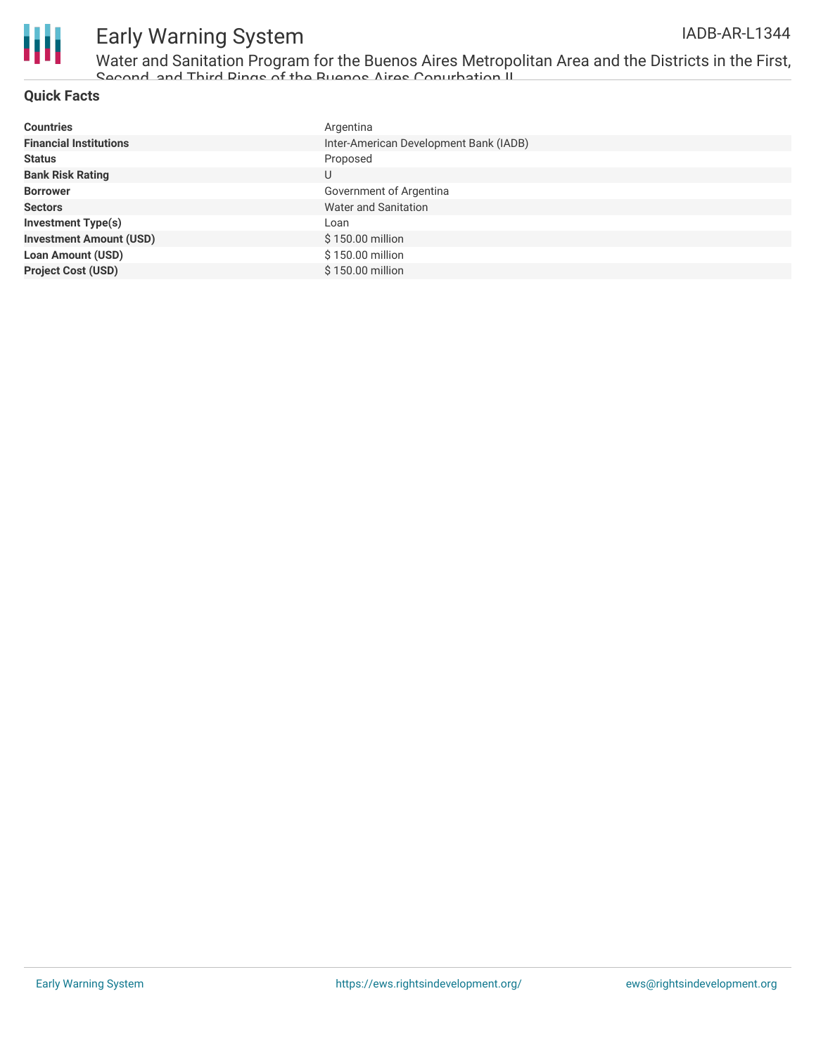## Quick Facts

| | |
|---|---|
| **Countries** | Argentina |
| **Financial Institutions** | Inter-American Development Bank (IADB) |
| **Status** | Proposed |
| **Bank Risk Rating** | U |
| **Borrower** | Government of Argentina |
| **Sectors** | Water and Sanitation |
| **Investment Type(s)** | Loan |
| **Investment Amount (USD)** | $ 150.00 million |
| **Loan Amount (USD)** | $ 150.00 million |
| **Project Cost (USD)** | $ 150.00 million |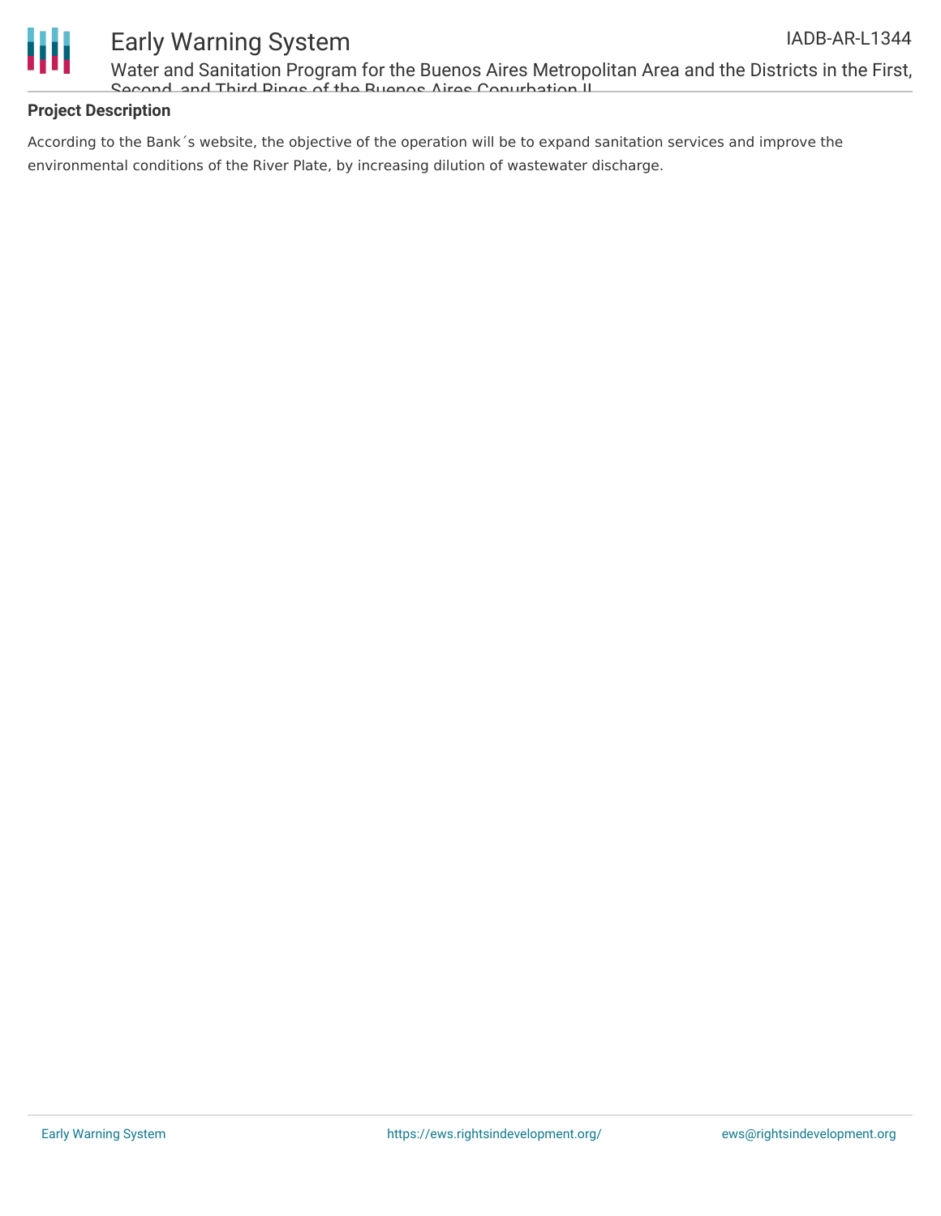## Project Description

According to the Bank´s website, the objective of the operation will be to expand sanitation services and improve the environmental conditions of the River Plate, by increasing dilution of wastewater discharge.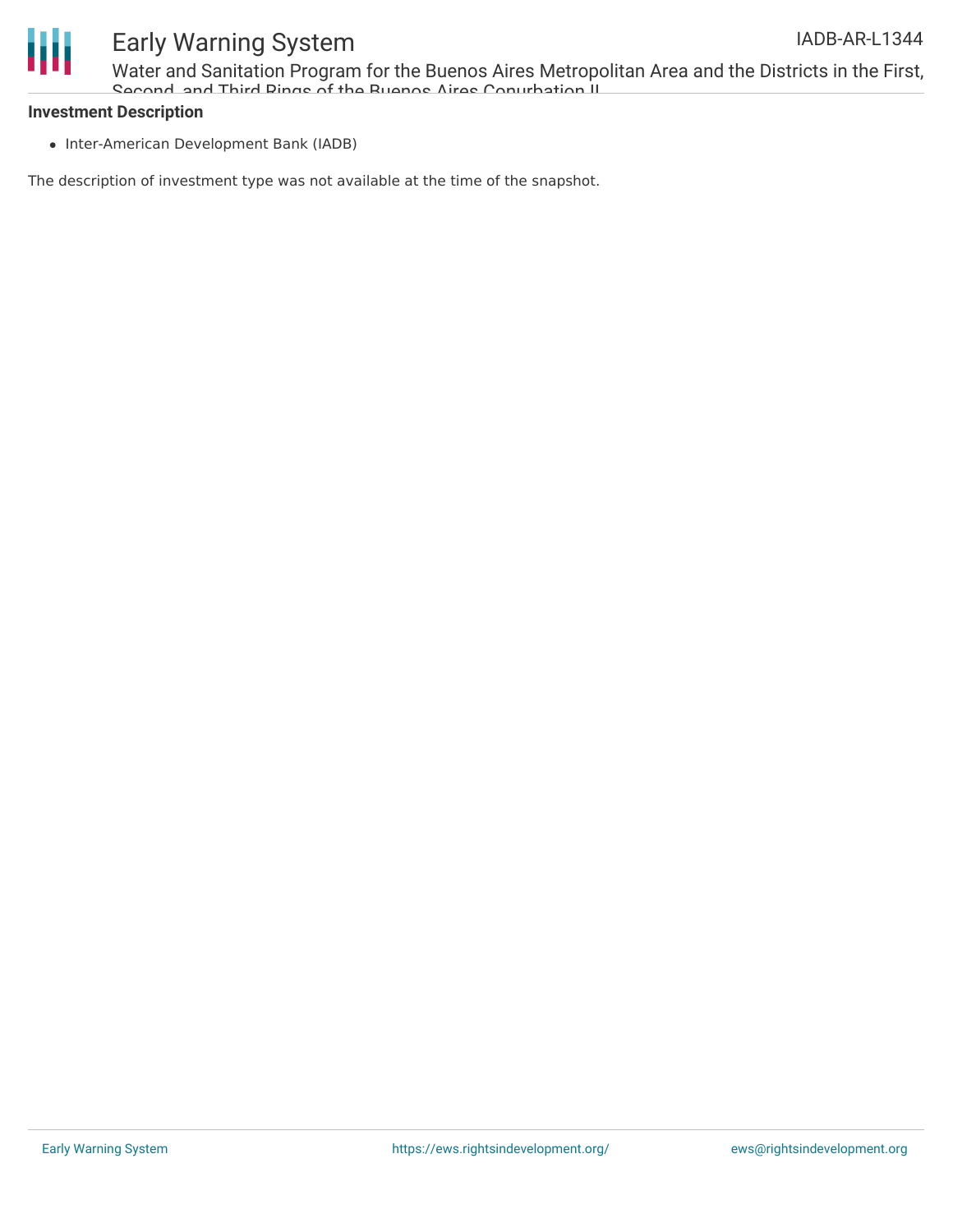**Investment Description**

- Inter-American Development Bank (IADB)

The description of investment type was not available at the time of the snapshot.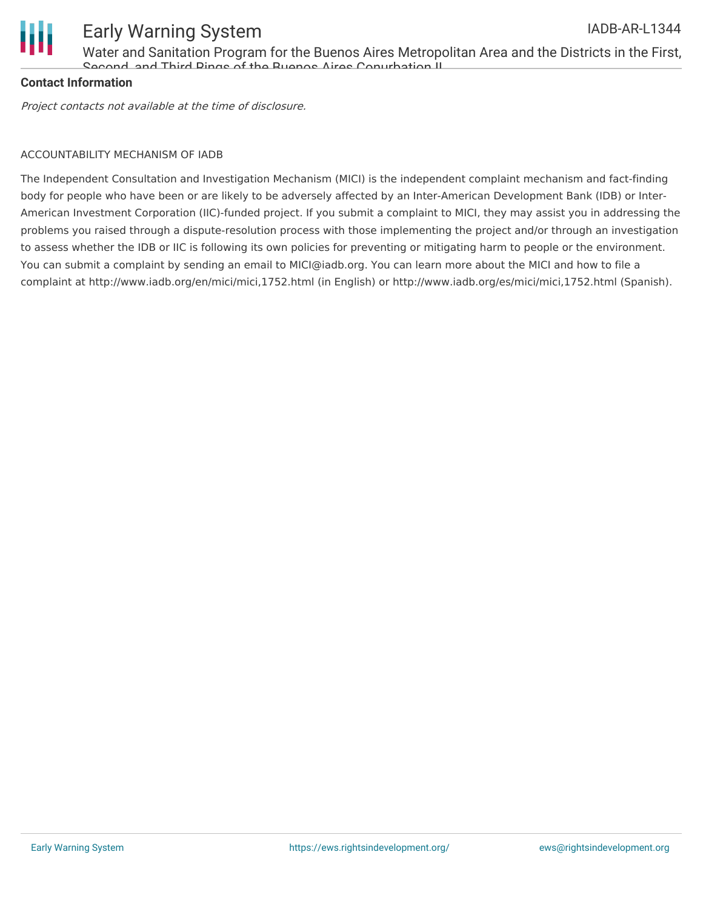**Contact Information**

*Project contacts not available at the time of disclosure.*

ACCOUNTABILITY MECHANISM OF IADB

The Independent Consultation and Investigation Mechanism (MICI) is the independent complaint mechanism and fact-finding body for people who have been or are likely to be adversely affected by an Inter-American Development Bank (IDB) or Inter-American Investment Corporation (IIC)-funded project. If you submit a complaint to MICI, they may assist you in addressing the problems you raised through a dispute-resolution process with those implementing the project and/or through an investigation to assess whether the IDB or IIC is following its own policies for preventing or mitigating harm to people or the environment. You can submit a complaint by sending an email to MICI@iadb.org. You can learn more about the MICI and how to file a complaint at http://www.iadb.org/en/mici/mici,1752.html (in English) or http://www.iadb.org/es/mici/mici,1752.html (Spanish).